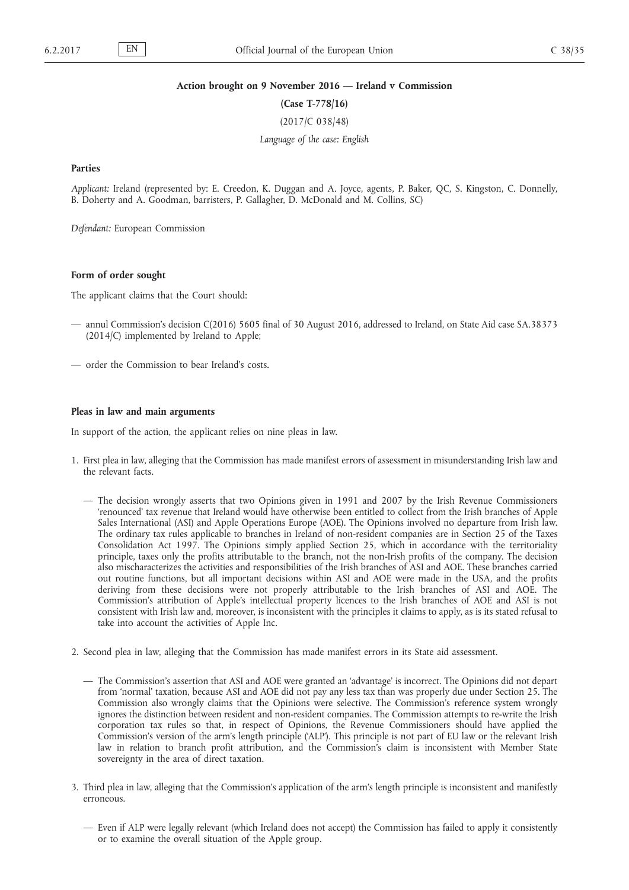**Action brought on 9 November 2016 — Ireland v Commission**

**(Case T-778/16)**

(2017/C 038/48)

*Language of the case: English*

**Parties**

*Applicant:* Ireland (represented by: E. Creedon, K. Duggan and A. Joyce, agents, P. Baker, QC, S. Kingston, C. Donnelly, B. Doherty and A. Goodman, barristers, P. Gallagher, D. McDonald and M. Collins, SC)

*Defendant:* European Commission

**Form of order sought**

The applicant claims that the Court should:

— annul Commission's decision C(2016) 5605 final of 30 August 2016, addressed to Ireland, on State Aid case SA.38373 (2014/C) implemented by Ireland to Apple;

— order the Commission to bear Ireland's costs.

**Pleas in law and main arguments**

In support of the action, the applicant relies on nine pleas in law.

1. First plea in law, alleging that the Commission has made manifest errors of assessment in misunderstanding Irish law and the relevant facts.

   — The decision wrongly asserts that two Opinions given in 1991 and 2007 by the Irish Revenue Commissioners 'renounced' tax revenue that Ireland would have otherwise been entitled to collect from the Irish branches of Apple Sales International (ASI) and Apple Operations Europe (AOE). The Opinions involved no departure from Irish law. The ordinary tax rules applicable to branches in Ireland of non-resident companies are in Section 25 of the Taxes Consolidation Act 1997. The Opinions simply applied Section 25, which in accordance with the territoriality principle, taxes only the profits attributable to the branch, not the non-Irish profits of the company. The decision also mischaracterizes the activities and responsibilities of the Irish branches of ASI and AOE. These branches carried out routine functions, but all important decisions within ASI and AOE were made in the USA, and the profits deriving from these decisions were not properly attributable to the Irish branches of ASI and AOE. The Commission's attribution of Apple's intellectual property licences to the Irish branches of AOE and ASI is not consistent with Irish law and, moreover, is inconsistent with the principles it claims to apply, as is its stated refusal to take into account the activities of Apple Inc.

2. Second plea in law, alleging that the Commission has made manifest errors in its State aid assessment.

   — The Commission's assertion that ASI and AOE were granted an 'advantage' is incorrect. The Opinions did not depart from 'normal' taxation, because ASI and AOE did not pay any less tax than was properly due under Section 25. The Commission also wrongly claims that the Opinions were selective. The Commission's reference system wrongly ignores the distinction between resident and non-resident companies. The Commission attempts to re-write the Irish corporation tax rules so that, in respect of Opinions, the Revenue Commissioners should have applied the Commission's version of the arm's length principle ('ALP'). This principle is not part of EU law or the relevant Irish law in relation to branch profit attribution, and the Commission's claim is inconsistent with Member State sovereignty in the area of direct taxation.

3. Third plea in law, alleging that the Commission's application of the arm's length principle is inconsistent and manifestly erroneous.

   — Even if ALP were legally relevant (which Ireland does not accept) the Commission has failed to apply it consistently or to examine the overall situation of the Apple group.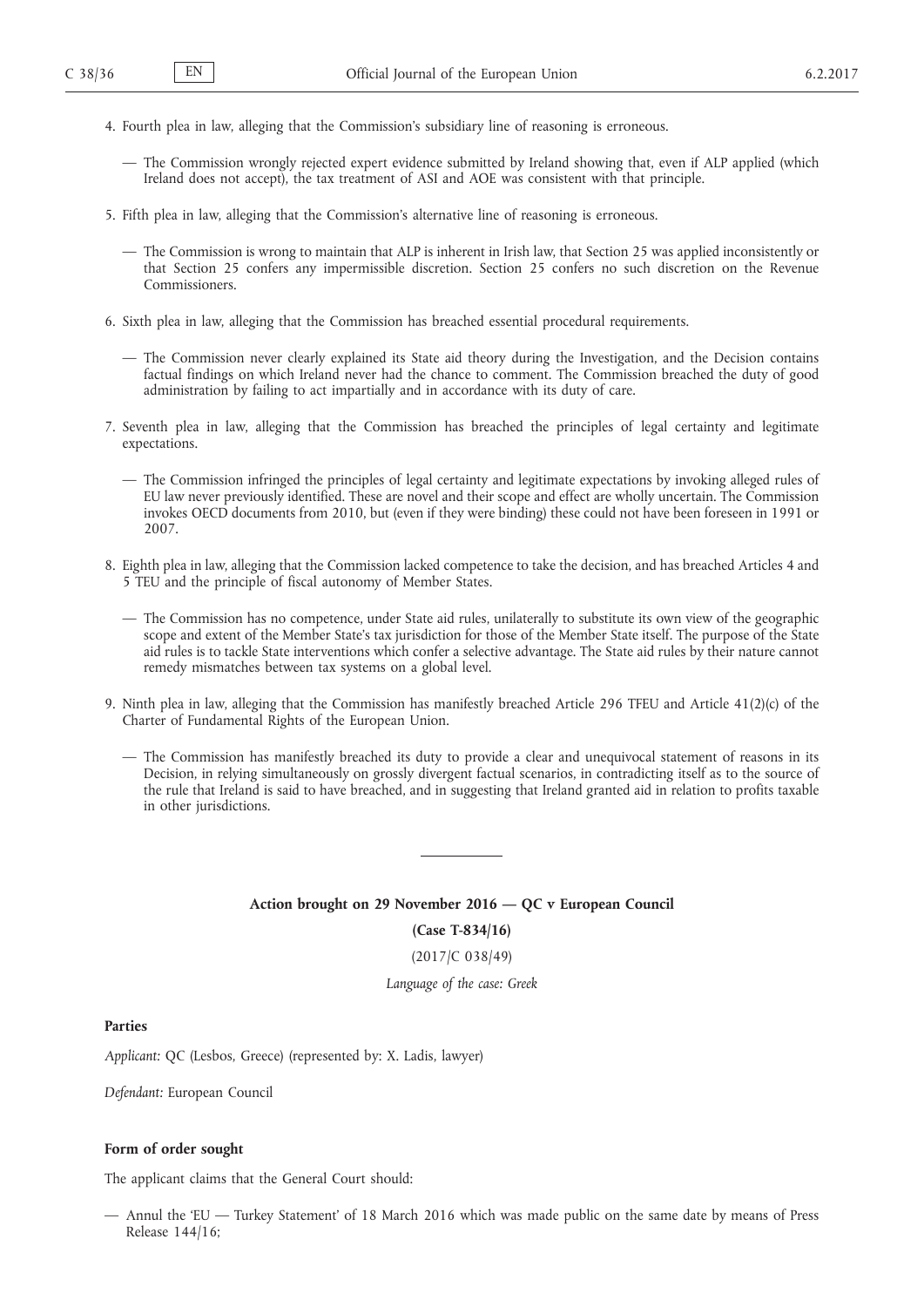4. Fourth plea in law, alleging that the Commission's subsidiary line of reasoning is erroneous.

   — The Commission wrongly rejected expert evidence submitted by Ireland showing that, even if ALP applied (which Ireland does not accept), the tax treatment of ASI and AOE was consistent with that principle.

5. Fifth plea in law, alleging that the Commission's alternative line of reasoning is erroneous.

   — The Commission is wrong to maintain that ALP is inherent in Irish law, that Section 25 was applied inconsistently or that Section 25 confers any impermissible discretion. Section 25 confers no such discretion on the Revenue Commissioners.

6. Sixth plea in law, alleging that the Commission has breached essential procedural requirements.

   — The Commission never clearly explained its State aid theory during the Investigation, and the Decision contains factual findings on which Ireland never had the chance to comment. The Commission breached the duty of good administration by failing to act impartially and in accordance with its duty of care.

7. Seventh plea in law, alleging that the Commission has breached the principles of legal certainty and legitimate expectations.

   — The Commission infringed the principles of legal certainty and legitimate expectations by invoking alleged rules of EU law never previously identified. These are novel and their scope and effect are wholly uncertain. The Commission invokes OECD documents from 2010, but (even if they were binding) these could not have been foreseen in 1991 or 2007.

8. Eighth plea in law, alleging that the Commission lacked competence to take the decision, and has breached Articles 4 and 5 TEU and the principle of fiscal autonomy of Member States.

   — The Commission has no competence, under State aid rules, unilaterally to substitute its own view of the geographic scope and extent of the Member State's tax jurisdiction for those of the Member State itself. The purpose of the State aid rules is to tackle State interventions which confer a selective advantage. The State aid rules by their nature cannot remedy mismatches between tax systems on a global level.

9. Ninth plea in law, alleging that the Commission has manifestly breached Article 296 TFEU and Article 41(2)(c) of the Charter of Fundamental Rights of the European Union.

   — The Commission has manifestly breached its duty to provide a clear and unequivocal statement of reasons in its Decision, in relying simultaneously on grossly divergent factual scenarios, in contradicting itself as to the source of the rule that Ireland is said to have breached, and in suggesting that Ireland granted aid in relation to profits taxable in other jurisdictions.

---

**Action brought on 29 November 2016 — QC v European Council**

**(Case T-834/16)**

(2017/C 038/49)

*Language of the case: Greek*

**Parties**

*Applicant:* QC (Lesbos, Greece) (represented by: X. Ladis, lawyer)

*Defendant:* European Council

**Form of order sought**

The applicant claims that the General Court should:

— Annul the 'EU — Turkey Statement' of 18 March 2016 which was made public on the same date by means of Press Release 144/16;